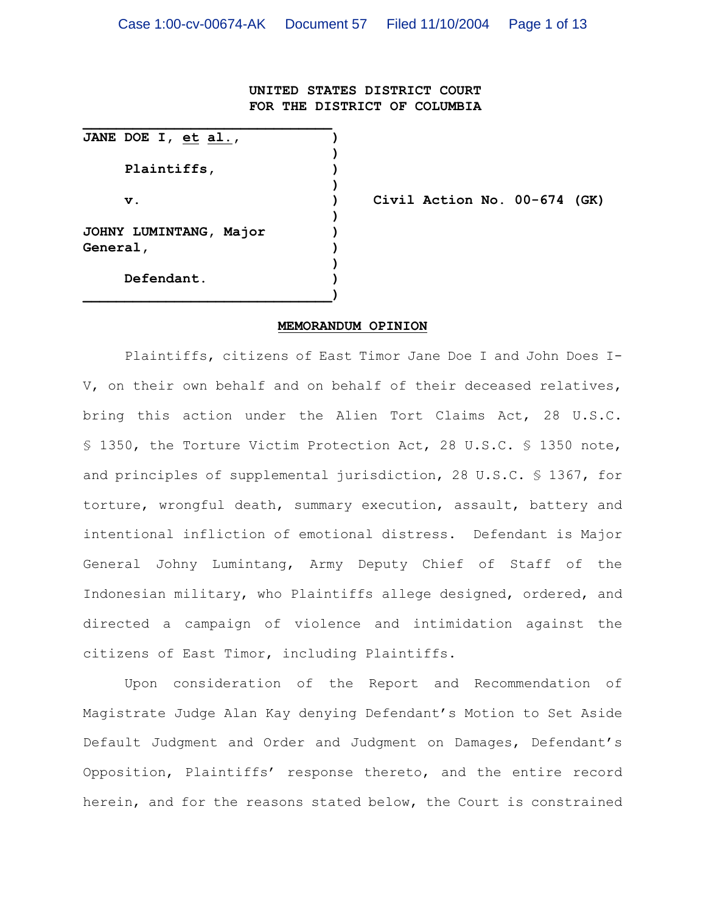**UNITED STATES DISTRICT COURT**
**FOR THE DISTRICT OF COLUMBIA**

| | | |
|---|---|---|
| **JANE DOE I, et al.,** | ) | |
| | ) | |
| **Plaintiffs,** | ) | |
| | ) | |
| **v.** | ) | **Civil Action No. 00-674 (GK)** |
| | ) | |
| **JOHNY LUMINTANG, Major General,** | ) | |
| | ) | |
| **Defendant.** | ) | |

**MEMORANDUM OPINION**

Plaintiffs, citizens of East Timor Jane Doe I and John Does I-V, on their own behalf and on behalf of their deceased relatives, bring this action under the Alien Tort Claims Act, 28 U.S.C. § 1350, the Torture Victim Protection Act, 28 U.S.C. § 1350 note, and principles of supplemental jurisdiction, 28 U.S.C. § 1367, for torture, wrongful death, summary execution, assault, battery and intentional infliction of emotional distress. Defendant is Major General Johny Lumintang, Army Deputy Chief of Staff of the Indonesian military, who Plaintiffs allege designed, ordered, and directed a campaign of violence and intimidation against the citizens of East Timor, including Plaintiffs.

Upon consideration of the Report and Recommendation of Magistrate Judge Alan Kay denying Defendant's Motion to Set Aside Default Judgment and Order and Judgment on Damages, Defendant's Opposition, Plaintiffs' response thereto, and the entire record herein, and for the reasons stated below, the Court is constrained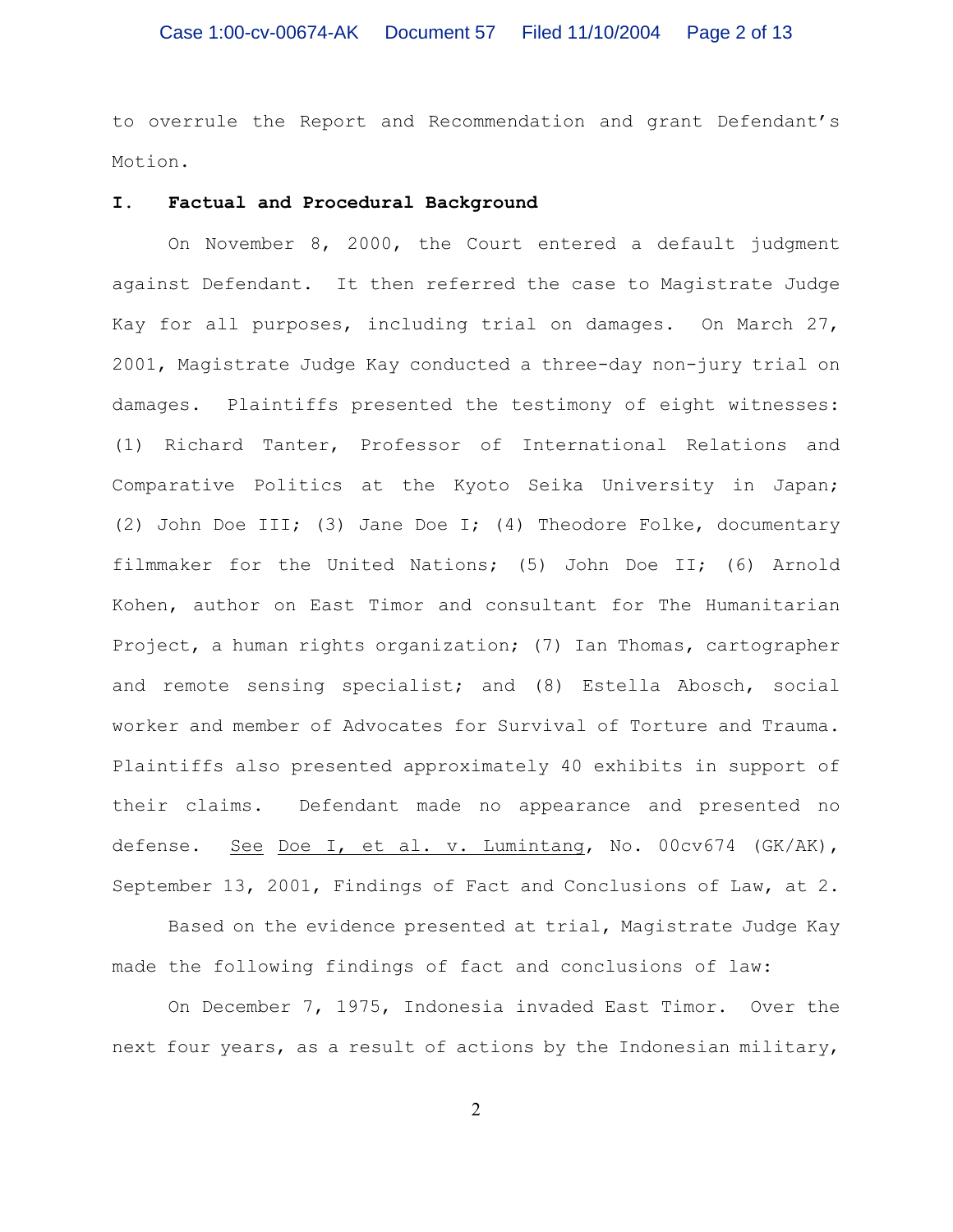to overrule the Report and Recommendation and grant Defendant's Motion.

## I. Factual and Procedural Background

On November 8, 2000, the Court entered a default judgment against Defendant. It then referred the case to Magistrate Judge Kay for all purposes, including trial on damages. On March 27, 2001, Magistrate Judge Kay conducted a three-day non-jury trial on damages. Plaintiffs presented the testimony of eight witnesses: (1) Richard Tanter, Professor of International Relations and Comparative Politics at the Kyoto Seika University in Japan; (2) John Doe III; (3) Jane Doe I; (4) Theodore Folke, documentary filmmaker for the United Nations; (5) John Doe II; (6) Arnold Kohen, author on East Timor and consultant for The Humanitarian Project, a human rights organization; (7) Ian Thomas, cartographer and remote sensing specialist; and (8) Estella Abosch, social worker and member of Advocates for Survival of Torture and Trauma. Plaintiffs also presented approximately 40 exhibits in support of their claims. Defendant made no appearance and presented no defense. See Doe I, et al. v. Lumintang, No. 00cv674 (GK/AK), September 13, 2001, Findings of Fact and Conclusions of Law, at 2.

Based on the evidence presented at trial, Magistrate Judge Kay made the following findings of fact and conclusions of law:

On December 7, 1975, Indonesia invaded East Timor. Over the next four years, as a result of actions by the Indonesian military,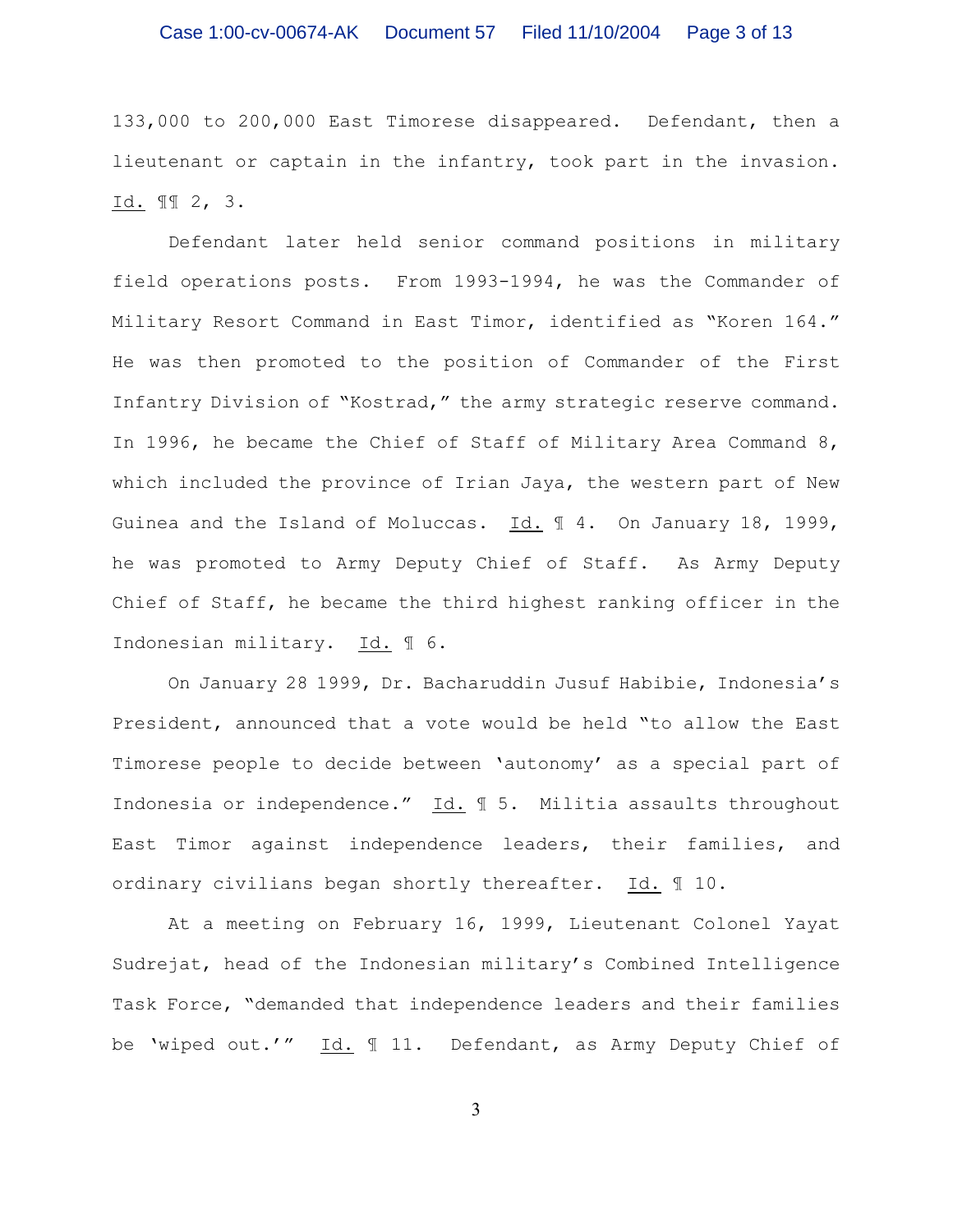133,000 to 200,000 East Timorese disappeared. Defendant, then a lieutenant or captain in the infantry, took part in the invasion. Id. ¶¶ 2, 3.

Defendant later held senior command positions in military field operations posts. From 1993-1994, he was the Commander of Military Resort Command in East Timor, identified as "Koren 164." He was then promoted to the position of Commander of the First Infantry Division of "Kostrad," the army strategic reserve command. In 1996, he became the Chief of Staff of Military Area Command 8, which included the province of Irian Jaya, the western part of New Guinea and the Island of Moluccas. Id. ¶ 4. On January 18, 1999, he was promoted to Army Deputy Chief of Staff. As Army Deputy Chief of Staff, he became the third highest ranking officer in the Indonesian military. Id. ¶ 6.

On January 28 1999, Dr. Bacharuddin Jusuf Habibie, Indonesia's President, announced that a vote would be held "to allow the East Timorese people to decide between 'autonomy' as a special part of Indonesia or independence." Id. ¶ 5. Militia assaults throughout East Timor against independence leaders, their families, and ordinary civilians began shortly thereafter. Id. ¶ 10.

At a meeting on February 16, 1999, Lieutenant Colonel Yayat Sudrejat, head of the Indonesian military's Combined Intelligence Task Force, "demanded that independence leaders and their families be 'wiped out.'" Id. ¶ 11. Defendant, as Army Deputy Chief of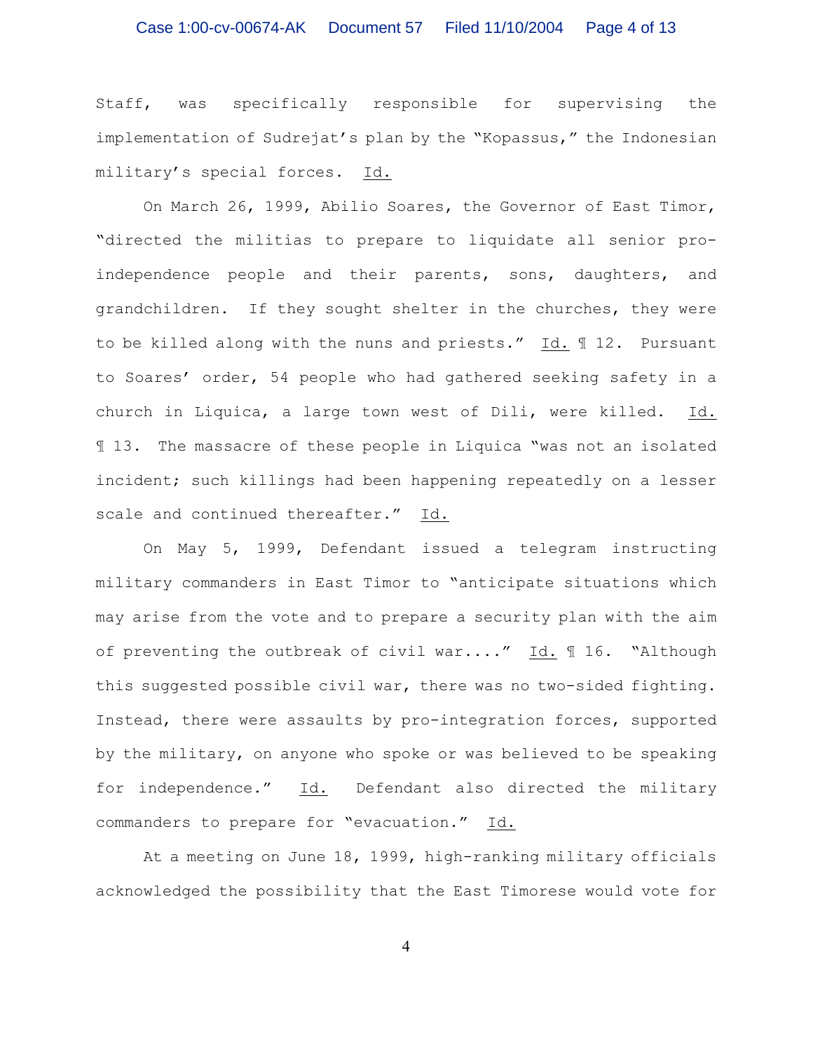Staff, was specifically responsible for supervising the implementation of Sudrejat's plan by the "Kopassus," the Indonesian military's special forces. Id.

On March 26, 1999, Abilio Soares, the Governor of East Timor, "directed the militias to prepare to liquidate all senior pro-independence people and their parents, sons, daughters, and grandchildren. If they sought shelter in the churches, they were to be killed along with the nuns and priests." Id. ¶ 12. Pursuant to Soares' order, 54 people who had gathered seeking safety in a church in Liquica, a large town west of Dili, were killed. Id. ¶ 13. The massacre of these people in Liquica "was not an isolated incident; such killings had been happening repeatedly on a lesser scale and continued thereafter." Id.

On May 5, 1999, Defendant issued a telegram instructing military commanders in East Timor to "anticipate situations which may arise from the vote and to prepare a security plan with the aim of preventing the outbreak of civil war...." Id. ¶ 16. "Although this suggested possible civil war, there was no two-sided fighting. Instead, there were assaults by pro-integration forces, supported by the military, on anyone who spoke or was believed to be speaking for independence." Id. Defendant also directed the military commanders to prepare for "evacuation." Id.

At a meeting on June 18, 1999, high-ranking military officials acknowledged the possibility that the East Timorese would vote for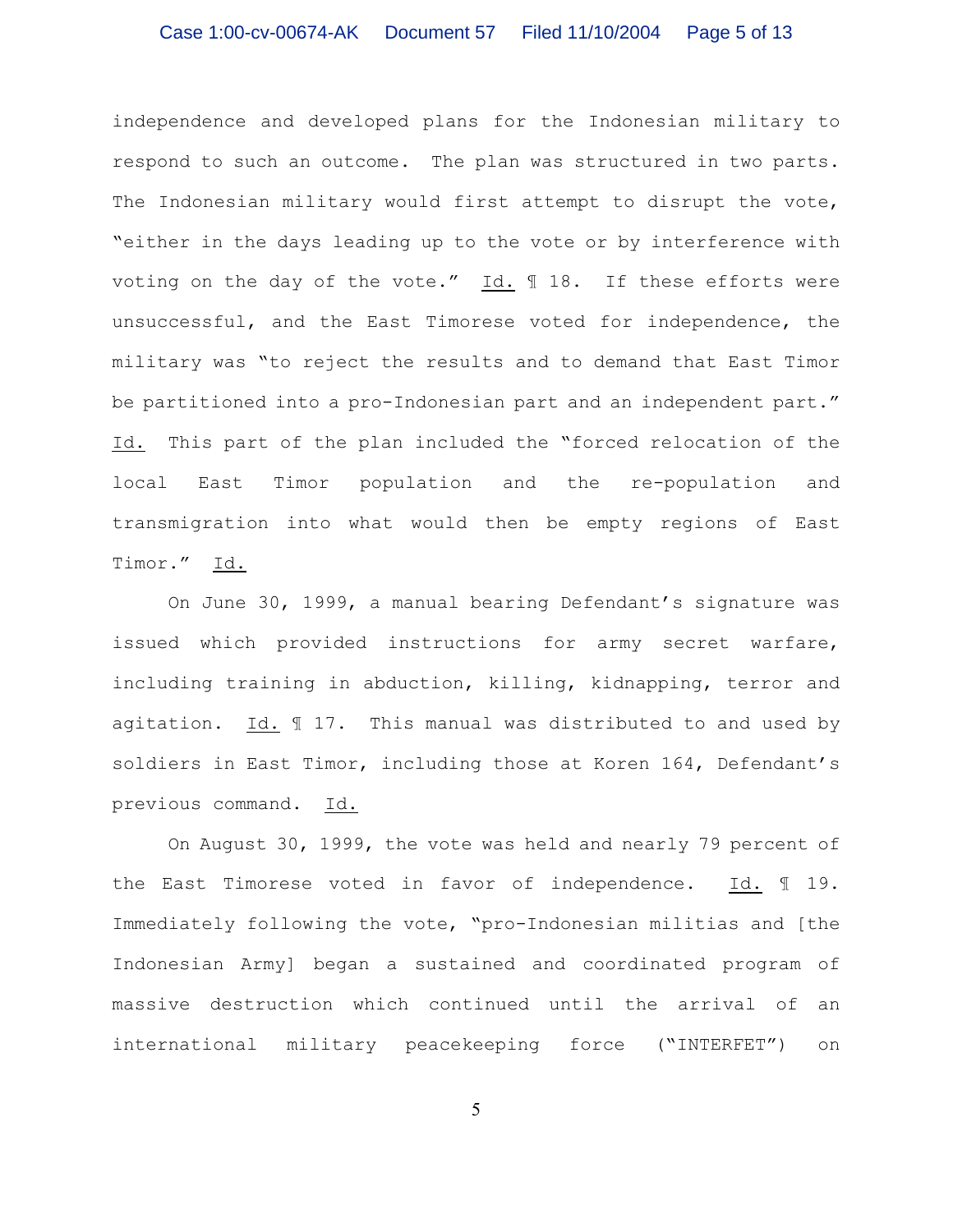independence and developed plans for the Indonesian military to respond to such an outcome. The plan was structured in two parts. The Indonesian military would first attempt to disrupt the vote, "either in the days leading up to the vote or by interference with voting on the day of the vote." Id. ¶ 18. If these efforts were unsuccessful, and the East Timorese voted for independence, the military was "to reject the results and to demand that East Timor be partitioned into a pro-Indonesian part and an independent part." Id. This part of the plan included the "forced relocation of the local East Timor population and the re-population and transmigration into what would then be empty regions of East Timor." Id.

On June 30, 1999, a manual bearing Defendant's signature was issued which provided instructions for army secret warfare, including training in abduction, killing, kidnapping, terror and agitation. Id. ¶ 17. This manual was distributed to and used by soldiers in East Timor, including those at Koren 164, Defendant's previous command. Id.

On August 30, 1999, the vote was held and nearly 79 percent of the East Timorese voted in favor of independence. Id. ¶ 19. Immediately following the vote, "pro-Indonesian militias and [the Indonesian Army] began a sustained and coordinated program of massive destruction which continued until the arrival of an international military peacekeeping force ("INTERFET") on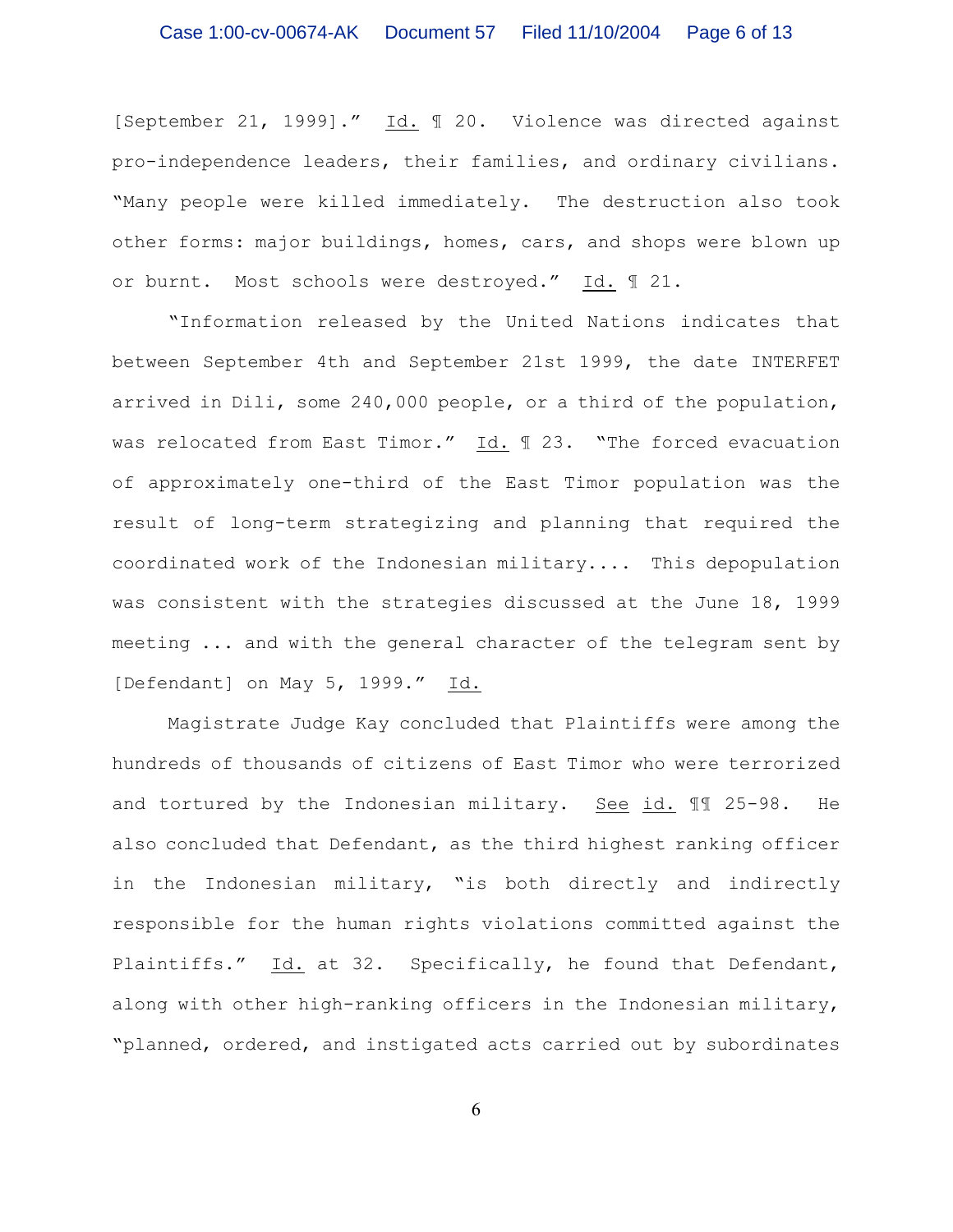[September 21, 1999]." Id. ¶ 20. Violence was directed against pro-independence leaders, their families, and ordinary civilians. "Many people were killed immediately. The destruction also took other forms: major buildings, homes, cars, and shops were blown up or burnt. Most schools were destroyed." Id. ¶ 21.

"Information released by the United Nations indicates that between September 4th and September 21st 1999, the date INTERFET arrived in Dili, some 240,000 people, or a third of the population, was relocated from East Timor." Id. ¶ 23. "The forced evacuation of approximately one-third of the East Timor population was the result of long-term strategizing and planning that required the coordinated work of the Indonesian military.... This depopulation was consistent with the strategies discussed at the June 18, 1999 meeting ... and with the general character of the telegram sent by [Defendant] on May 5, 1999." Id.

Magistrate Judge Kay concluded that Plaintiffs were among the hundreds of thousands of citizens of East Timor who were terrorized and tortured by the Indonesian military. See id. ¶¶ 25-98. He also concluded that Defendant, as the third highest ranking officer in the Indonesian military, "is both directly and indirectly responsible for the human rights violations committed against the Plaintiffs." Id. at 32. Specifically, he found that Defendant, along with other high-ranking officers in the Indonesian military, "planned, ordered, and instigated acts carried out by subordinates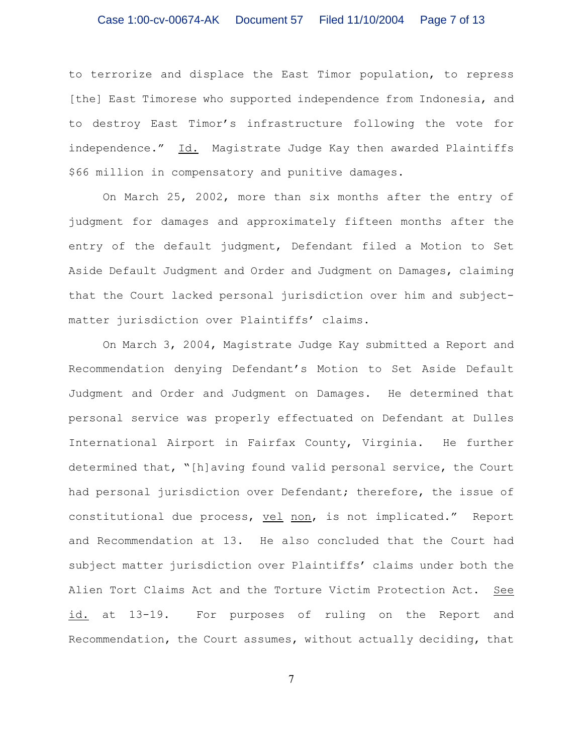to terrorize and displace the East Timor population, to repress [the] East Timorese who supported independence from Indonesia, and to destroy East Timor's infrastructure following the vote for independence." Id. Magistrate Judge Kay then awarded Plaintiffs $66 million in compensatory and punitive damages.

On March 25, 2002, more than six months after the entry of judgment for damages and approximately fifteen months after the entry of the default judgment, Defendant filed a Motion to Set Aside Default Judgment and Order and Judgment on Damages, claiming that the Court lacked personal jurisdiction over him and subject-matter jurisdiction over Plaintiffs' claims.

On March 3, 2004, Magistrate Judge Kay submitted a Report and Recommendation denying Defendant's Motion to Set Aside Default Judgment and Order and Judgment on Damages. He determined that personal service was properly effectuated on Defendant at Dulles International Airport in Fairfax County, Virginia. He further determined that, "[h]aving found valid personal service, the Court had personal jurisdiction over Defendant; therefore, the issue of constitutional due process, vel non, is not implicated." Report and Recommendation at 13. He also concluded that the Court had subject matter jurisdiction over Plaintiffs' claims under both the Alien Tort Claims Act and the Torture Victim Protection Act. See id. at 13-19. For purposes of ruling on the Report and Recommendation, the Court assumes, without actually deciding, that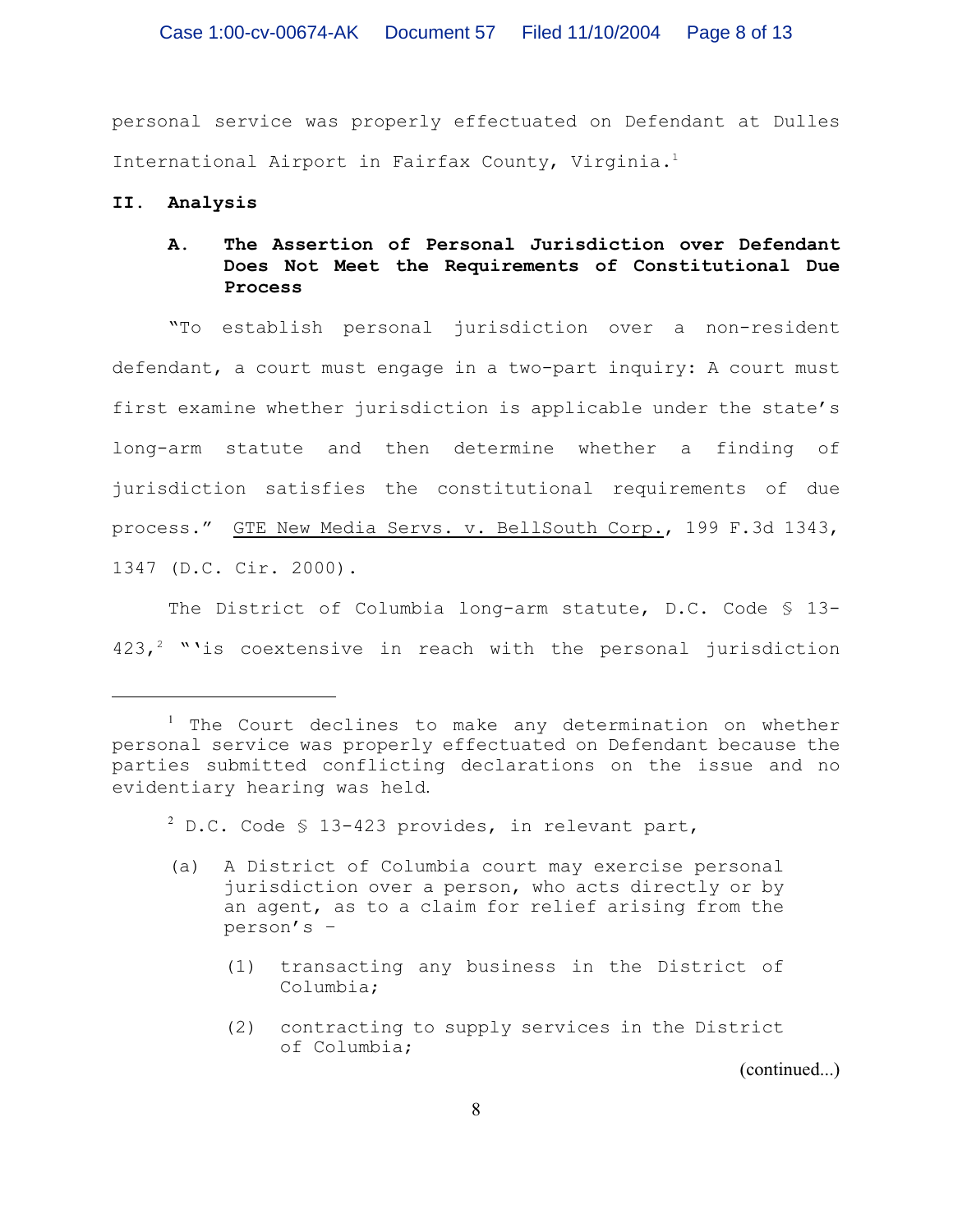personal service was properly effectuated on Defendant at Dulles International Airport in Fairfax County, Virginia.[1]

## II. Analysis

### A. The Assertion of Personal Jurisdiction over Defendant Does Not Meet the Requirements of Constitutional Due Process

"To establish personal jurisdiction over a non-resident defendant, a court must engage in a two-part inquiry: A court must first examine whether jurisdiction is applicable under the state's long-arm statute and then determine whether a finding of jurisdiction satisfies the constitutional requirements of due process." GTE New Media Servs. v. BellSouth Corp., 199 F.3d 1343, 1347 (D.C. Cir. 2000).

The District of Columbia long-arm statute, D.C. Code § 13-423,[2] "'is coextensive in reach with the personal jurisdiction

---

[1] The Court declines to make any determination on whether personal service was properly effectuated on Defendant because the parties submitted conflicting declarations on the issue and no evidentiary hearing was held.

[2] D.C. Code § 13-423 provides, in relevant part,

> (a) A District of Columbia court may exercise personal jurisdiction over a person, who acts directly or by an agent, as to a claim for relief arising from the person's –
>
> (1) transacting any business in the District of Columbia;
>
> (2) contracting to supply services in the District of Columbia;

(continued...)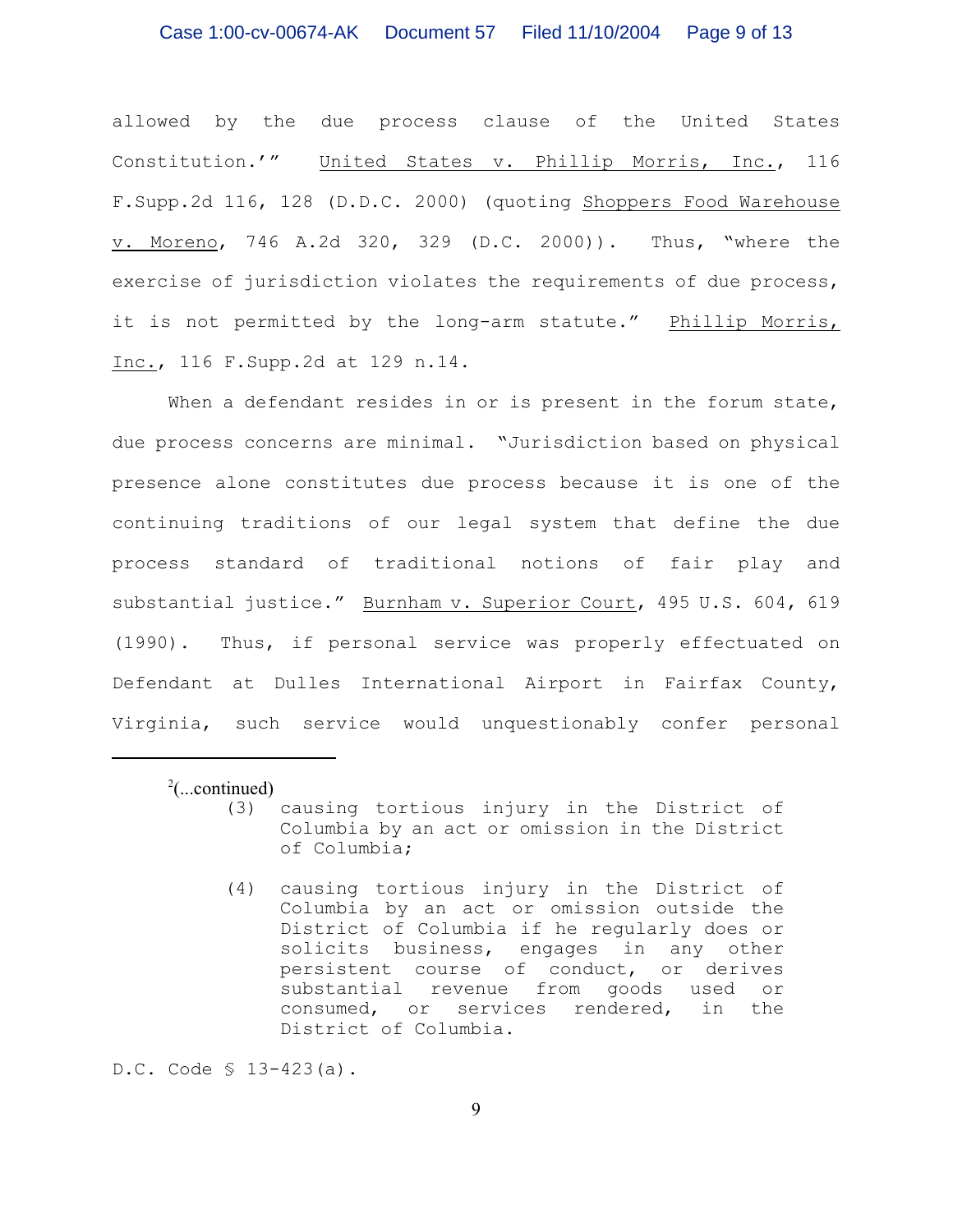allowed by the due process clause of the United States Constitution.'" United States v. Phillip Morris, Inc., 116 F.Supp.2d 116, 128 (D.D.C. 2000) (quoting Shoppers Food Warehouse v. Moreno, 746 A.2d 320, 329 (D.C. 2000)). Thus, "where the exercise of jurisdiction violates the requirements of due process, it is not permitted by the long-arm statute." Phillip Morris, Inc., 116 F.Supp.2d at 129 n.14.

When a defendant resides in or is present in the forum state, due process concerns are minimal. "Jurisdiction based on physical presence alone constitutes due process because it is one of the continuing traditions of our legal system that define the due process standard of traditional notions of fair play and substantial justice." Burnham v. Superior Court, 495 U.S. 604, 619 (1990). Thus, if personal service was properly effectuated on Defendant at Dulles International Airport in Fairfax County, Virginia, such service would unquestionably confer personal

---

[2](...continued)

> (3) causing tortious injury in the District of Columbia by an act or omission in the District of Columbia;
>
> (4) causing tortious injury in the District of Columbia by an act or omission outside the District of Columbia if he regularly does or solicits business, engages in any other persistent course of conduct, or derives substantial revenue from goods used or consumed, or services rendered, in the District of Columbia.

D.C. Code § 13-423(a).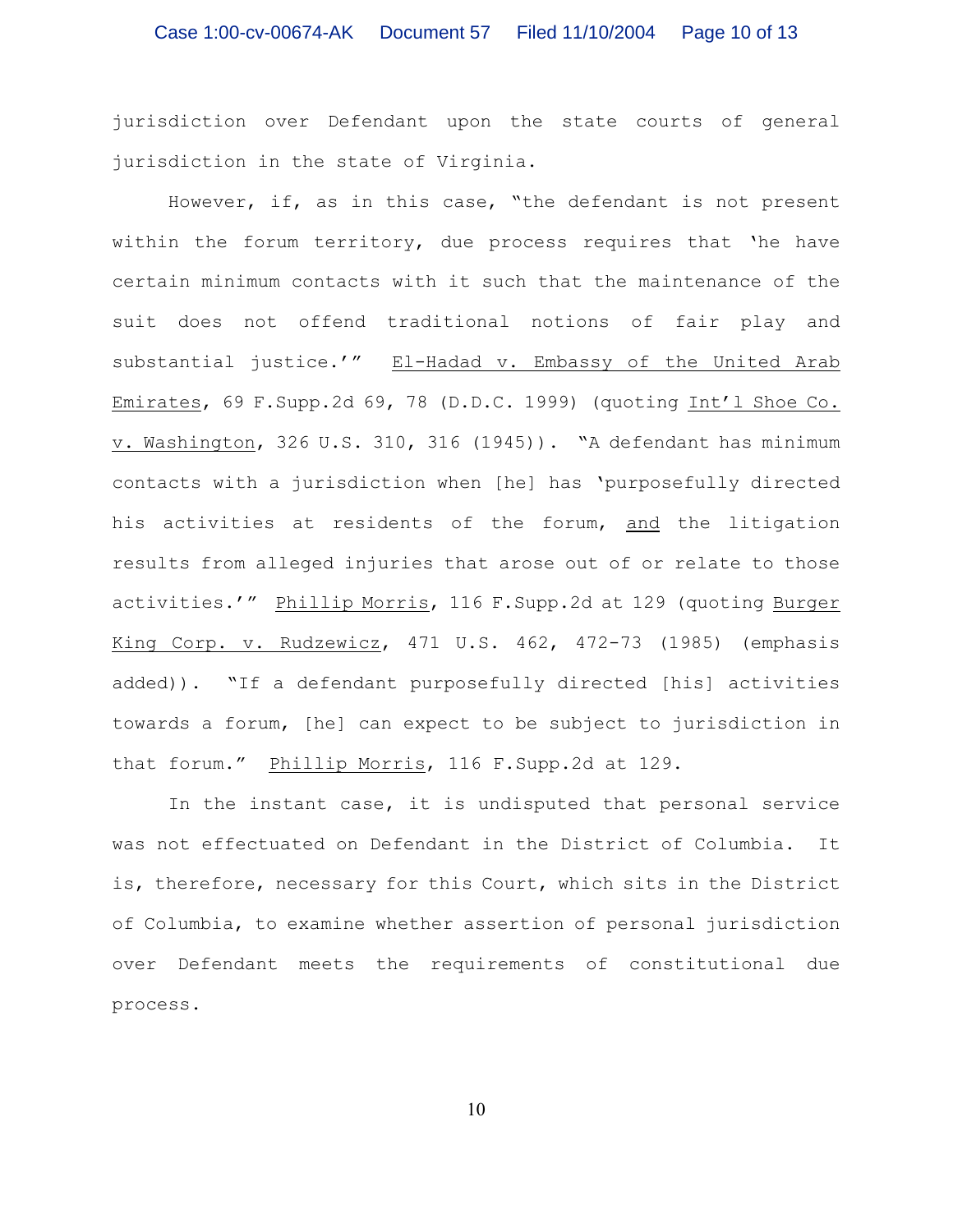jurisdiction over Defendant upon the state courts of general jurisdiction in the state of Virginia.

However, if, as in this case, "the defendant is not present within the forum territory, due process requires that 'he have certain minimum contacts with it such that the maintenance of the suit does not offend traditional notions of fair play and substantial justice.'" El-Hadad v. Embassy of the United Arab Emirates, 69 F.Supp.2d 69, 78 (D.D.C. 1999) (quoting Int'l Shoe Co. v. Washington, 326 U.S. 310, 316 (1945)). "A defendant has minimum contacts with a jurisdiction when [he] has 'purposefully directed his activities at residents of the forum, and the litigation results from alleged injuries that arose out of or relate to those activities.'" Phillip Morris, 116 F.Supp.2d at 129 (quoting Burger King Corp. v. Rudzewicz, 471 U.S. 462, 472-73 (1985) (emphasis added)). "If a defendant purposefully directed [his] activities towards a forum, [he] can expect to be subject to jurisdiction in that forum." Phillip Morris, 116 F.Supp.2d at 129.

In the instant case, it is undisputed that personal service was not effectuated on Defendant in the District of Columbia. It is, therefore, necessary for this Court, which sits in the District of Columbia, to examine whether assertion of personal jurisdiction over Defendant meets the requirements of constitutional due process.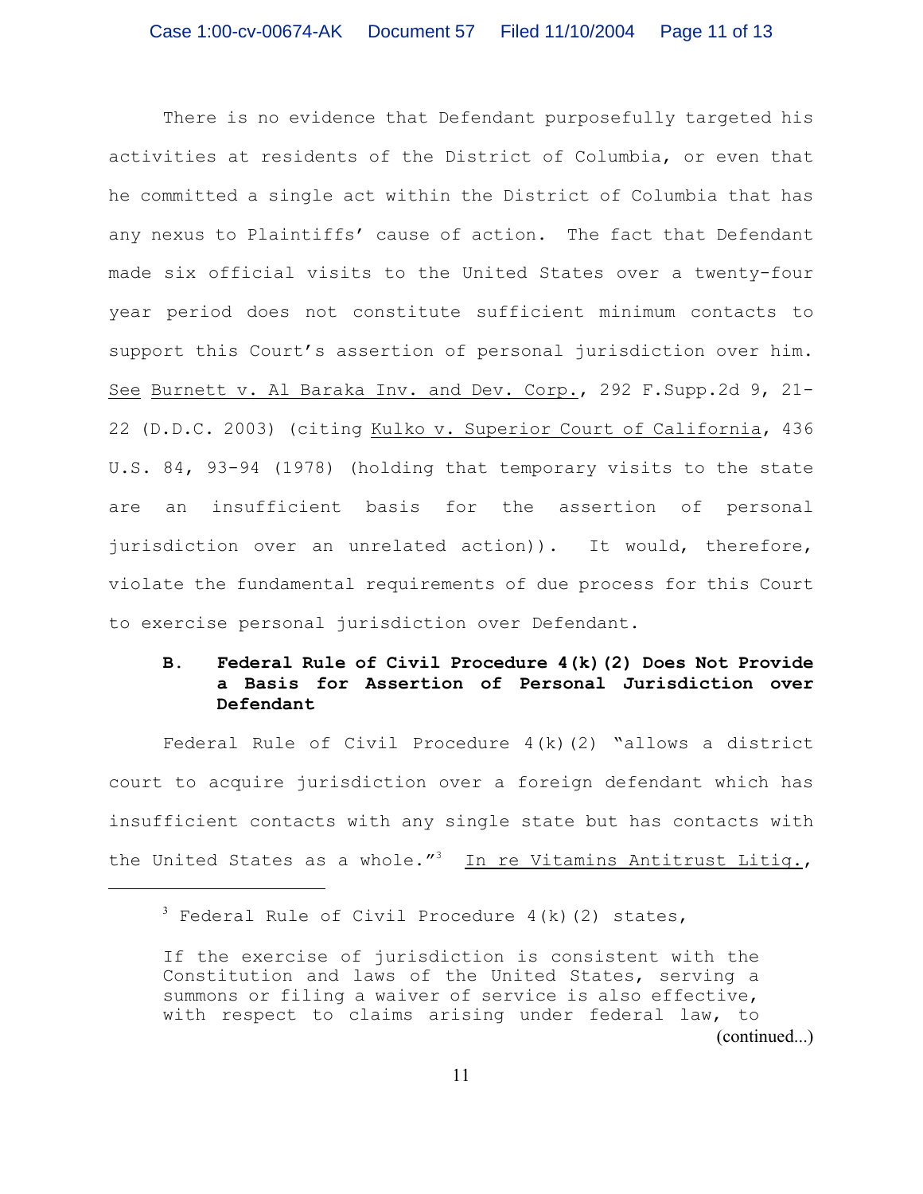There is no evidence that Defendant purposefully targeted his activities at residents of the District of Columbia, or even that he committed a single act within the District of Columbia that has any nexus to Plaintiffs' cause of action. The fact that Defendant made six official visits to the United States over a twenty-four year period does not constitute sufficient minimum contacts to support this Court's assertion of personal jurisdiction over him. See Burnett v. Al Baraka Inv. and Dev. Corp., 292 F.Supp.2d 9, 21-22 (D.D.C. 2003) (citing Kulko v. Superior Court of California, 436 U.S. 84, 93-94 (1978) (holding that temporary visits to the state are an insufficient basis for the assertion of personal jurisdiction over an unrelated action)). It would, therefore, violate the fundamental requirements of due process for this Court to exercise personal jurisdiction over Defendant.

### B. Federal Rule of Civil Procedure 4(k)(2) Does Not Provide a Basis for Assertion of Personal Jurisdiction over Defendant

Federal Rule of Civil Procedure 4(k)(2) "allows a district court to acquire jurisdiction over a foreign defendant which has insufficient contacts with any single state but has contacts with the United States as a whole."[3] In re Vitamins Antitrust Litig.,

---

[3] Federal Rule of Civil Procedure 4(k)(2) states,

> If the exercise of jurisdiction is consistent with the Constitution and laws of the United States, serving a summons or filing a waiver of service is also effective, with respect to claims arising under federal law, to (continued...)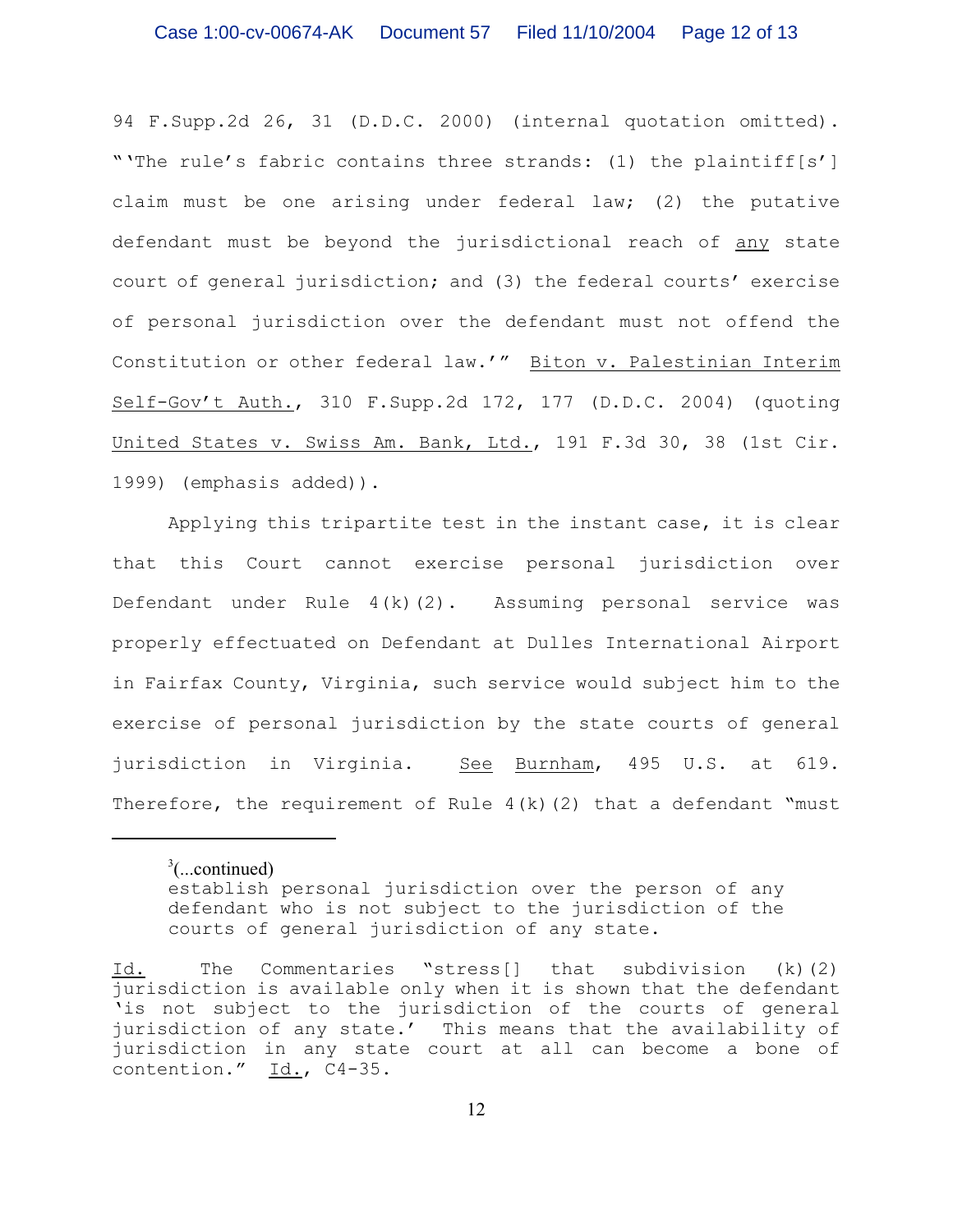94 F.Supp.2d 26, 31 (D.D.C. 2000) (internal quotation omitted). "'The rule's fabric contains three strands: (1) the plaintiff[s'] claim must be one arising under federal law; (2) the putative defendant must be beyond the jurisdictional reach of <u>any</u> state court of general jurisdiction; and (3) the federal courts' exercise of personal jurisdiction over the defendant must not offend the Constitution or other federal law.'" <u>Biton v. Palestinian Interim Self-Gov't Auth.</u>, 310 F.Supp.2d 172, 177 (D.D.C. 2004) (quoting <u>United States v. Swiss Am. Bank, Ltd.</u>, 191 F.3d 30, 38 (1st Cir. 1999) (emphasis added)).

Applying this tripartite test in the instant case, it is clear that this Court cannot exercise personal jurisdiction over Defendant under Rule 4(k)(2). Assuming personal service was properly effectuated on Defendant at Dulles International Airport in Fairfax County, Virginia, such service would subject him to the exercise of personal jurisdiction by the state courts of general jurisdiction in Virginia. <u>See</u> <u>Burnham</u>, 495 U.S. at 619. Therefore, the requirement of Rule 4(k)(2) that a defendant "must

---

[3](...continued)

> establish personal jurisdiction over the person of any defendant who is not subject to the jurisdiction of the courts of general jurisdiction of any state.

<u>Id.</u> The Commentaries "stress[] that subdivision (k)(2) jurisdiction is available only when it is shown that the defendant 'is not subject to the jurisdiction of the courts of general jurisdiction of any state.' This means that the availability of jurisdiction in any state court at all can become a bone of contention." <u>Id.</u>, C4-35.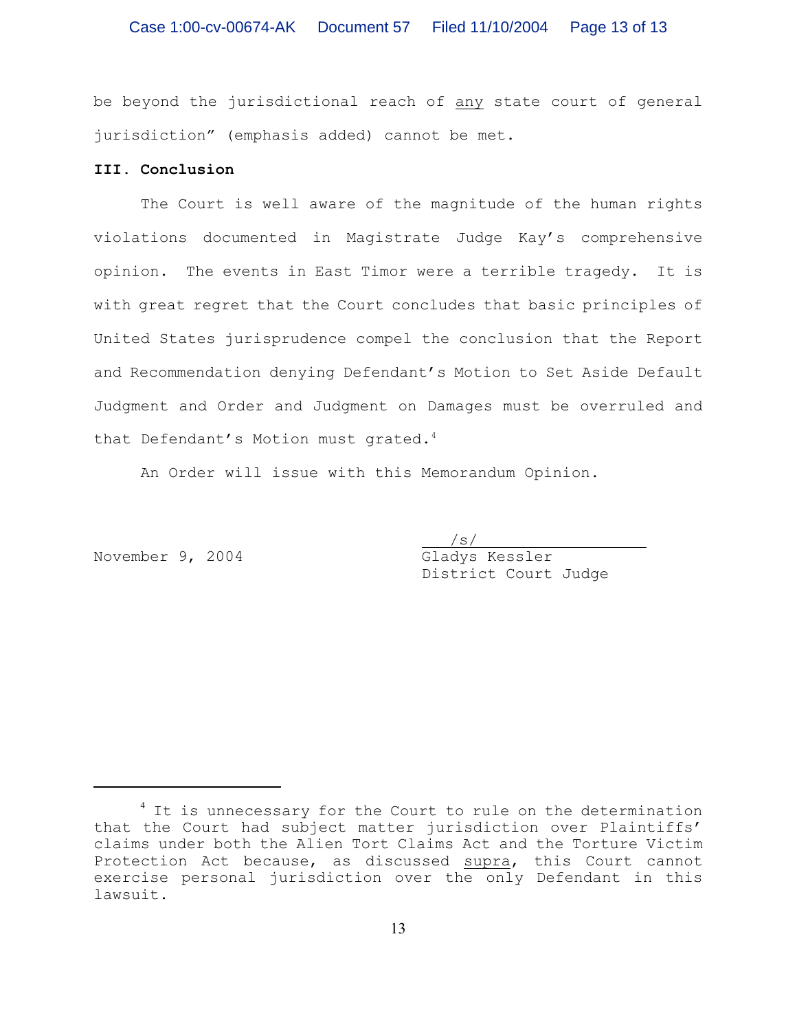be beyond the jurisdictional reach of any state court of general jurisdiction" (emphasis added) cannot be met.

**III. Conclusion**

The Court is well aware of the magnitude of the human rights violations documented in Magistrate Judge Kay's comprehensive opinion. The events in East Timor were a terrible tragedy. It is with great regret that the Court concludes that basic principles of United States jurisprudence compel the conclusion that the Report and Recommendation denying Defendant's Motion to Set Aside Default Judgment and Order and Judgment on Damages must be overruled and that Defendant's Motion must grated.[4]

An Order will issue with this Memorandum Opinion.

November 9, 2004

/s/
Gladys Kessler
District Court Judge

---

[4] It is unnecessary for the Court to rule on the determination that the Court had subject matter jurisdiction over Plaintiffs' claims under both the Alien Tort Claims Act and the Torture Victim Protection Act because, as discussed supra, this Court cannot exercise personal jurisdiction over the only Defendant in this lawsuit.